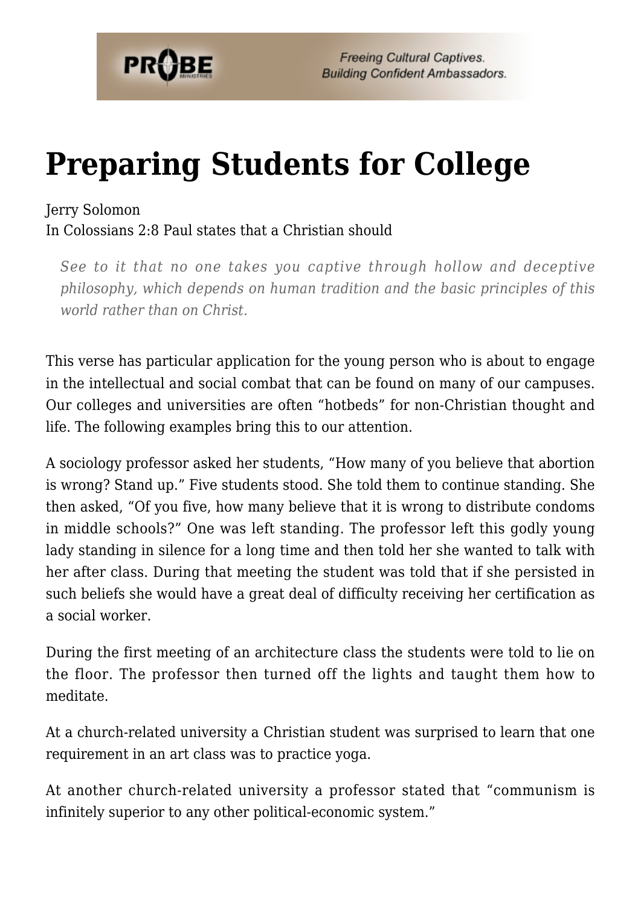# Preparing Students for College

Jerry Solomon
In Colossians 2:8 Paul states that a Christian should

> *See to it that no one takes you captive through hollow and deceptive philosophy, which depends on human tradition and the basic principles of this world rather than on Christ.*

This verse has particular application for the young person who is about to engage in the intellectual and social combat that can be found on many of our campuses. Our colleges and universities are often "hotbeds" for non-Christian thought and life. The following examples bring this to our attention.

A sociology professor asked her students, "How many of you believe that abortion is wrong? Stand up." Five students stood. She told them to continue standing. She then asked, "Of you five, how many believe that it is wrong to distribute condoms in middle schools?" One was left standing. The professor left this godly young lady standing in silence for a long time and then told her she wanted to talk with her after class. During that meeting the student was told that if she persisted in such beliefs she would have a great deal of difficulty receiving her certification as a social worker.

During the first meeting of an architecture class the students were told to lie on the floor. The professor then turned off the lights and taught them how to meditate.

At a church-related university a Christian student was surprised to learn that one requirement in an art class was to practice yoga.

At another church-related university a professor stated that "communism is infinitely superior to any other political-economic system."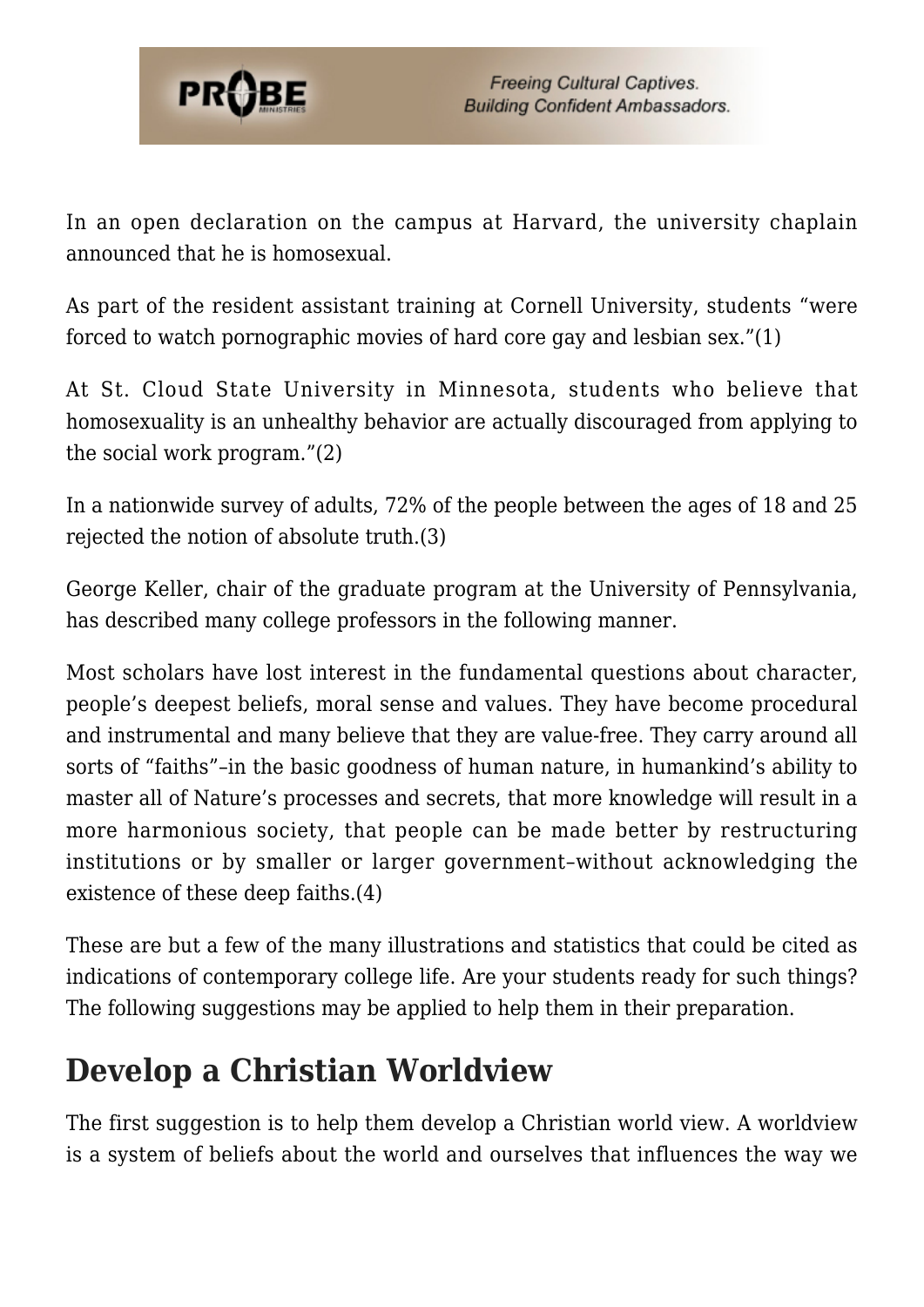In an open declaration on the campus at Harvard, the university chaplain announced that he is homosexual.

As part of the resident assistant training at Cornell University, students "were forced to watch pornographic movies of hard core gay and lesbian sex."(1)

At St. Cloud State University in Minnesota, students who believe that homosexuality is an unhealthy behavior are actually discouraged from applying to the social work program."(2)

In a nationwide survey of adults, 72% of the people between the ages of 18 and 25 rejected the notion of absolute truth.(3)

George Keller, chair of the graduate program at the University of Pennsylvania, has described many college professors in the following manner.

Most scholars have lost interest in the fundamental questions about character, people's deepest beliefs, moral sense and values. They have become procedural and instrumental and many believe that they are value-free. They carry around all sorts of "faiths"–in the basic goodness of human nature, in humankind's ability to master all of Nature's processes and secrets, that more knowledge will result in a more harmonious society, that people can be made better by restructuring institutions or by smaller or larger government–without acknowledging the existence of these deep faiths.(4)

These are but a few of the many illustrations and statistics that could be cited as indications of contemporary college life. Are your students ready for such things? The following suggestions may be applied to help them in their preparation.

## Develop a Christian Worldview

The first suggestion is to help them develop a Christian world view. A worldview is a system of beliefs about the world and ourselves that influences the way we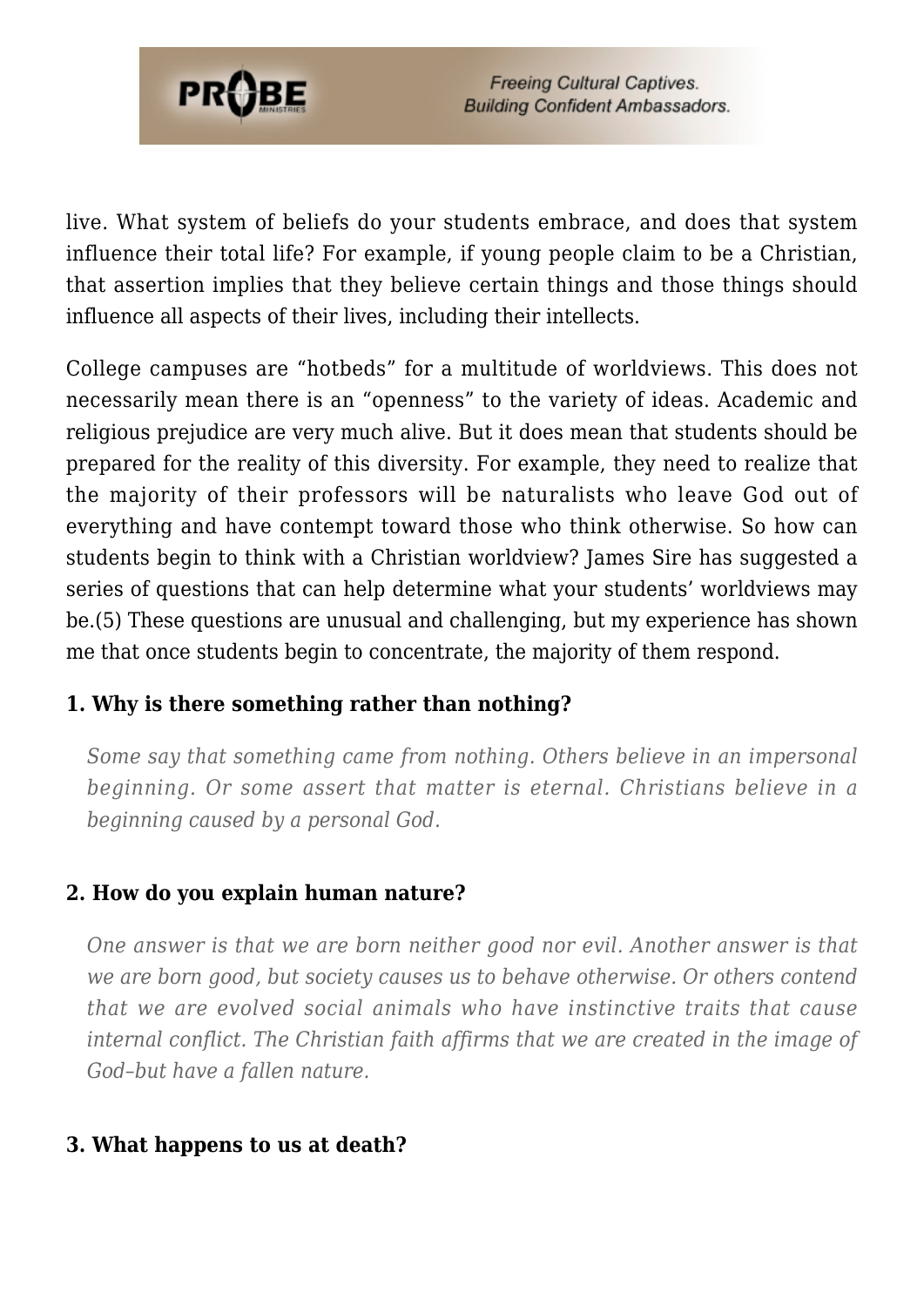live. What system of beliefs do your students embrace, and does that system influence their total life? For example, if young people claim to be a Christian, that assertion implies that they believe certain things and those things should influence all aspects of their lives, including their intellects.

College campuses are "hotbeds" for a multitude of worldviews. This does not necessarily mean there is an "openness" to the variety of ideas. Academic and religious prejudice are very much alive. But it does mean that students should be prepared for the reality of this diversity. For example, they need to realize that the majority of their professors will be naturalists who leave God out of everything and have contempt toward those who think otherwise. So how can students begin to think with a Christian worldview? James Sire has suggested a series of questions that can help determine what your students' worldviews may be.(5) These questions are unusual and challenging, but my experience has shown me that once students begin to concentrate, the majority of them respond.

**1. Why is there something rather than nothing?**

> *Some say that something came from nothing. Others believe in an impersonal beginning. Or some assert that matter is eternal. Christians believe in a beginning caused by a personal God.*

**2. How do you explain human nature?**

> *One answer is that we are born neither good nor evil. Another answer is that we are born good, but society causes us to behave otherwise. Or others contend that we are evolved social animals who have instinctive traits that cause internal conflict. The Christian faith affirms that we are created in the image of God–but have a fallen nature.*

**3. What happens to us at death?**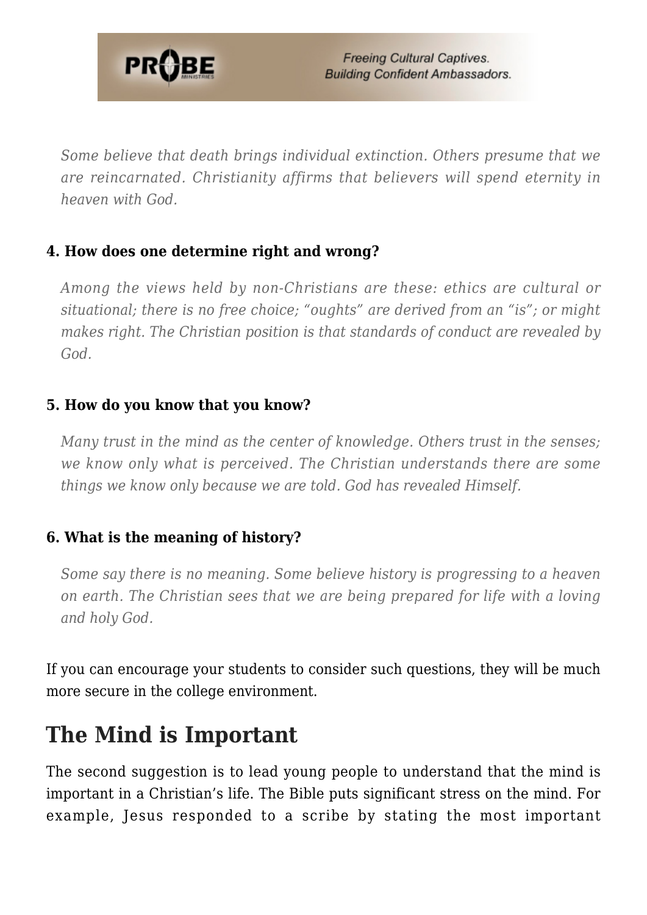*Some believe that death brings individual extinction. Others presume that we are reincarnated. Christianity affirms that believers will spend eternity in heaven with God.*

**4. How does one determine right and wrong?**

*Among the views held by non-Christians are these: ethics are cultural or situational; there is no free choice; "oughts" are derived from an "is"; or might makes right. The Christian position is that standards of conduct are revealed by God.*

**5. How do you know that you know?**

*Many trust in the mind as the center of knowledge. Others trust in the senses; we know only what is perceived. The Christian understands there are some things we know only because we are told. God has revealed Himself.*

**6. What is the meaning of history?**

*Some say there is no meaning. Some believe history is progressing to a heaven on earth. The Christian sees that we are being prepared for life with a loving and holy God.*

If you can encourage your students to consider such questions, they will be much more secure in the college environment.

## The Mind is Important

The second suggestion is to lead young people to understand that the mind is important in a Christian's life. The Bible puts significant stress on the mind. For example, Jesus responded to a scribe by stating the most important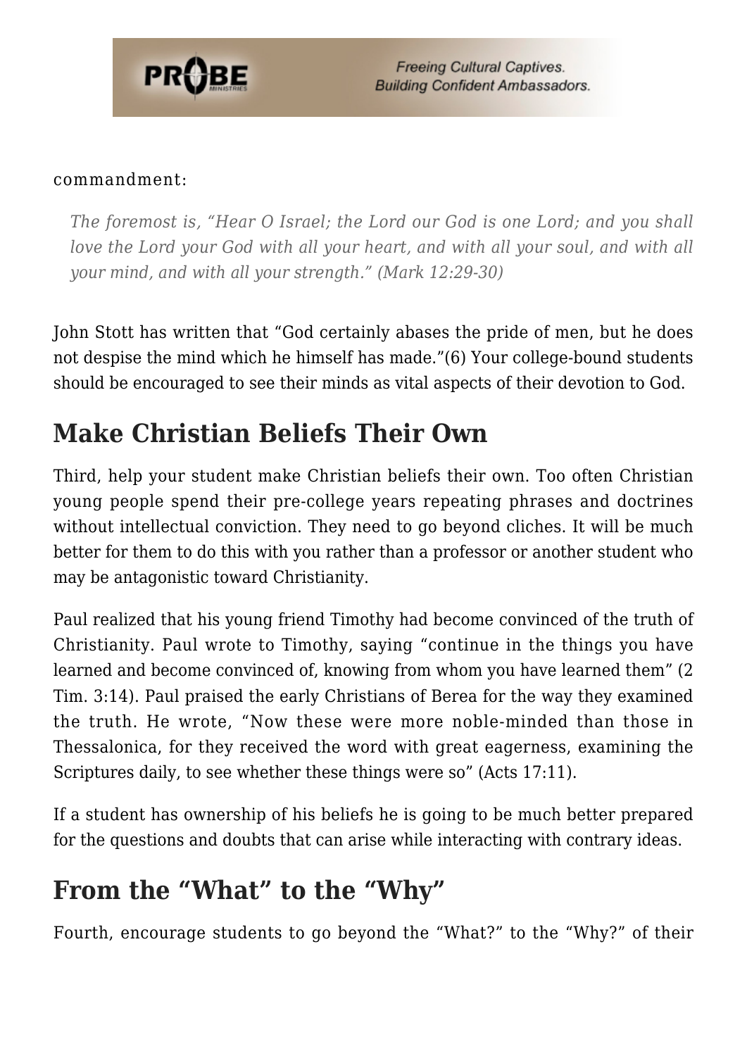commandment:

> *The foremost is, "Hear O Israel; the Lord our God is one Lord; and you shall love the Lord your God with all your heart, and with all your soul, and with all your mind, and with all your strength." (Mark 12:29-30)*

John Stott has written that "God certainly abases the pride of men, but he does not despise the mind which he himself has made."(6) Your college-bound students should be encouraged to see their minds as vital aspects of their devotion to God.

## Make Christian Beliefs Their Own

Third, help your student make Christian beliefs their own. Too often Christian young people spend their pre-college years repeating phrases and doctrines without intellectual conviction. They need to go beyond cliches. It will be much better for them to do this with you rather than a professor or another student who may be antagonistic toward Christianity.

Paul realized that his young friend Timothy had become convinced of the truth of Christianity. Paul wrote to Timothy, saying "continue in the things you have learned and become convinced of, knowing from whom you have learned them" (2 Tim. 3:14). Paul praised the early Christians of Berea for the way they examined the truth. He wrote, "Now these were more noble-minded than those in Thessalonica, for they received the word with great eagerness, examining the Scriptures daily, to see whether these things were so" (Acts 17:11).

If a student has ownership of his beliefs he is going to be much better prepared for the questions and doubts that can arise while interacting with contrary ideas.

## From the "What" to the "Why"

Fourth, encourage students to go beyond the "What?" to the "Why?" of their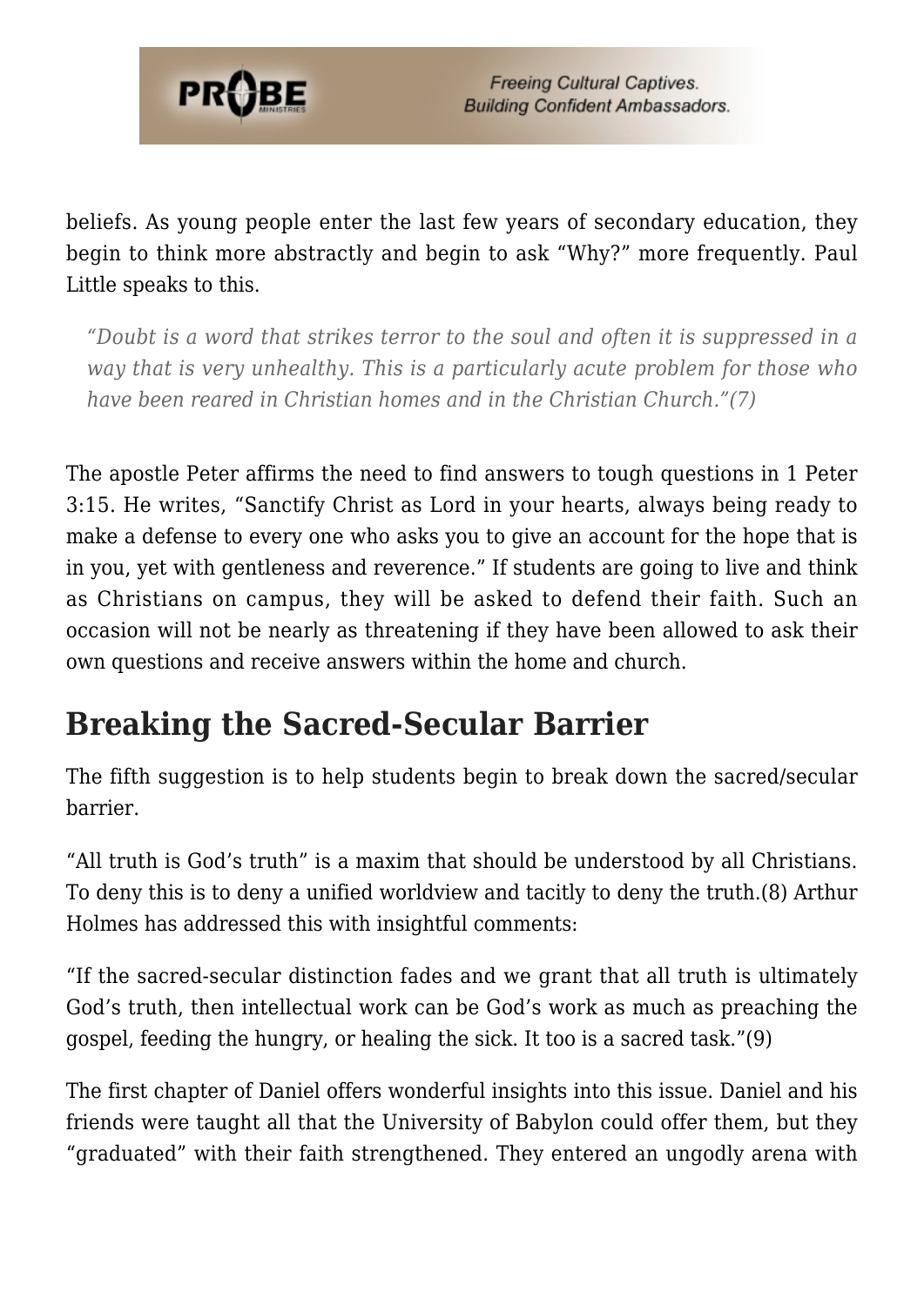beliefs. As young people enter the last few years of secondary education, they begin to think more abstractly and begin to ask "Why?" more frequently. Paul Little speaks to this.

> *"Doubt is a word that strikes terror to the soul and often it is suppressed in a way that is very unhealthy. This is a particularly acute problem for those who have been reared in Christian homes and in the Christian Church."(7)*

The apostle Peter affirms the need to find answers to tough questions in 1 Peter 3:15. He writes, "Sanctify Christ as Lord in your hearts, always being ready to make a defense to every one who asks you to give an account for the hope that is in you, yet with gentleness and reverence." If students are going to live and think as Christians on campus, they will be asked to defend their faith. Such an occasion will not be nearly as threatening if they have been allowed to ask their own questions and receive answers within the home and church.

## Breaking the Sacred-Secular Barrier

The fifth suggestion is to help students begin to break down the sacred/secular barrier.

"All truth is God's truth" is a maxim that should be understood by all Christians. To deny this is to deny a unified worldview and tacitly to deny the truth.(8) Arthur Holmes has addressed this with insightful comments:

"If the sacred-secular distinction fades and we grant that all truth is ultimately God's truth, then intellectual work can be God's work as much as preaching the gospel, feeding the hungry, or healing the sick. It too is a sacred task."(9)

The first chapter of Daniel offers wonderful insights into this issue. Daniel and his friends were taught all that the University of Babylon could offer them, but they "graduated" with their faith strengthened. They entered an ungodly arena with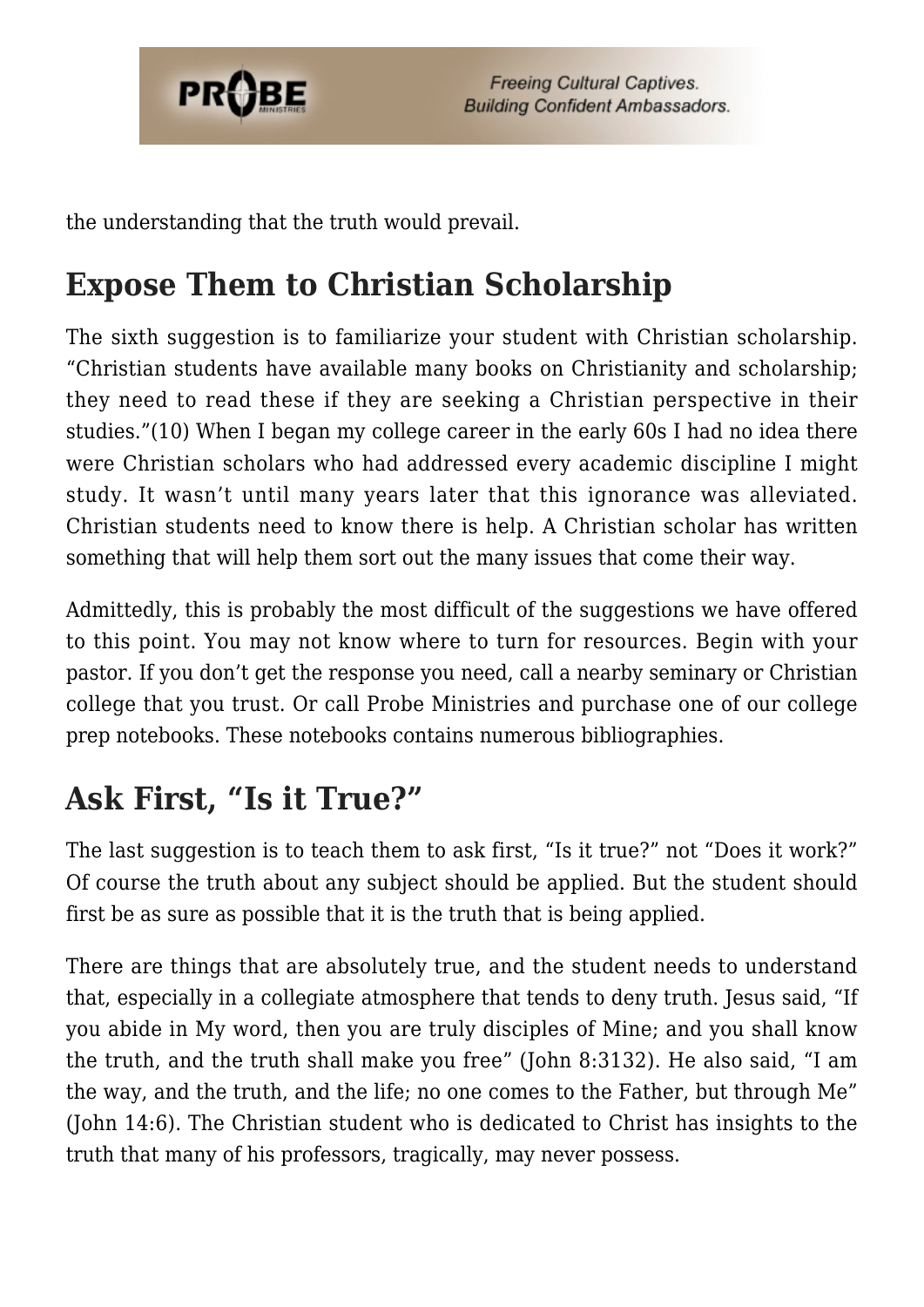the understanding that the truth would prevail.

## Expose Them to Christian Scholarship

The sixth suggestion is to familiarize your student with Christian scholarship. "Christian students have available many books on Christianity and scholarship; they need to read these if they are seeking a Christian perspective in their studies."(10) When I began my college career in the early 60s I had no idea there were Christian scholars who had addressed every academic discipline I might study. It wasn't until many years later that this ignorance was alleviated. Christian students need to know there is help. A Christian scholar has written something that will help them sort out the many issues that come their way.

Admittedly, this is probably the most difficult of the suggestions we have offered to this point. You may not know where to turn for resources. Begin with your pastor. If you don't get the response you need, call a nearby seminary or Christian college that you trust. Or call Probe Ministries and purchase one of our college prep notebooks. These notebooks contains numerous bibliographies.

## Ask First, "Is it True?"

The last suggestion is to teach them to ask first, "Is it true?" not "Does it work?" Of course the truth about any subject should be applied. But the student should first be as sure as possible that it is the truth that is being applied.

There are things that are absolutely true, and the student needs to understand that, especially in a collegiate atmosphere that tends to deny truth. Jesus said, "If you abide in My word, then you are truly disciples of Mine; and you shall know the truth, and the truth shall make you free" (John 8:3132). He also said, "I am the way, and the truth, and the life; no one comes to the Father, but through Me" (John 14:6). The Christian student who is dedicated to Christ has insights to the truth that many of his professors, tragically, may never possess.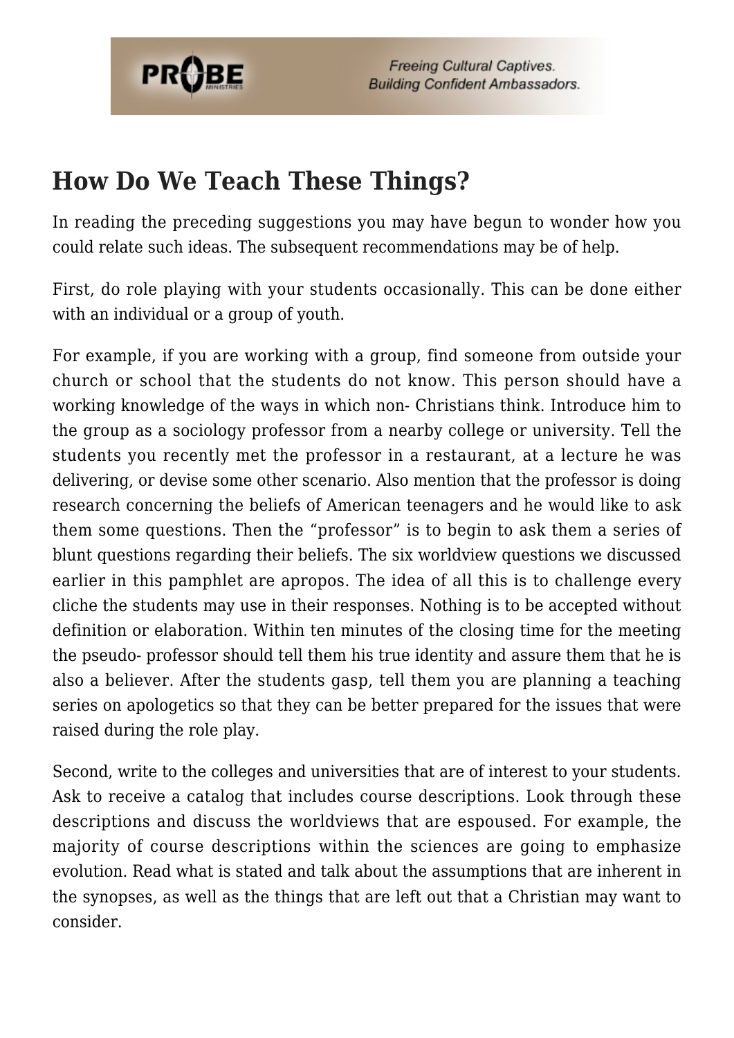## How Do We Teach These Things?

In reading the preceding suggestions you may have begun to wonder how you could relate such ideas. The subsequent recommendations may be of help.

First, do role playing with your students occasionally. This can be done either with an individual or a group of youth.

For example, if you are working with a group, find someone from outside your church or school that the students do not know. This person should have a working knowledge of the ways in which non- Christians think. Introduce him to the group as a sociology professor from a nearby college or university. Tell the students you recently met the professor in a restaurant, at a lecture he was delivering, or devise some other scenario. Also mention that the professor is doing research concerning the beliefs of American teenagers and he would like to ask them some questions. Then the "professor" is to begin to ask them a series of blunt questions regarding their beliefs. The six worldview questions we discussed earlier in this pamphlet are apropos. The idea of all this is to challenge every cliche the students may use in their responses. Nothing is to be accepted without definition or elaboration. Within ten minutes of the closing time for the meeting the pseudo- professor should tell them his true identity and assure them that he is also a believer. After the students gasp, tell them you are planning a teaching series on apologetics so that they can be better prepared for the issues that were raised during the role play.

Second, write to the colleges and universities that are of interest to your students. Ask to receive a catalog that includes course descriptions. Look through these descriptions and discuss the worldviews that are espoused. For example, the majority of course descriptions within the sciences are going to emphasize evolution. Read what is stated and talk about the assumptions that are inherent in the synopses, as well as the things that are left out that a Christian may want to consider.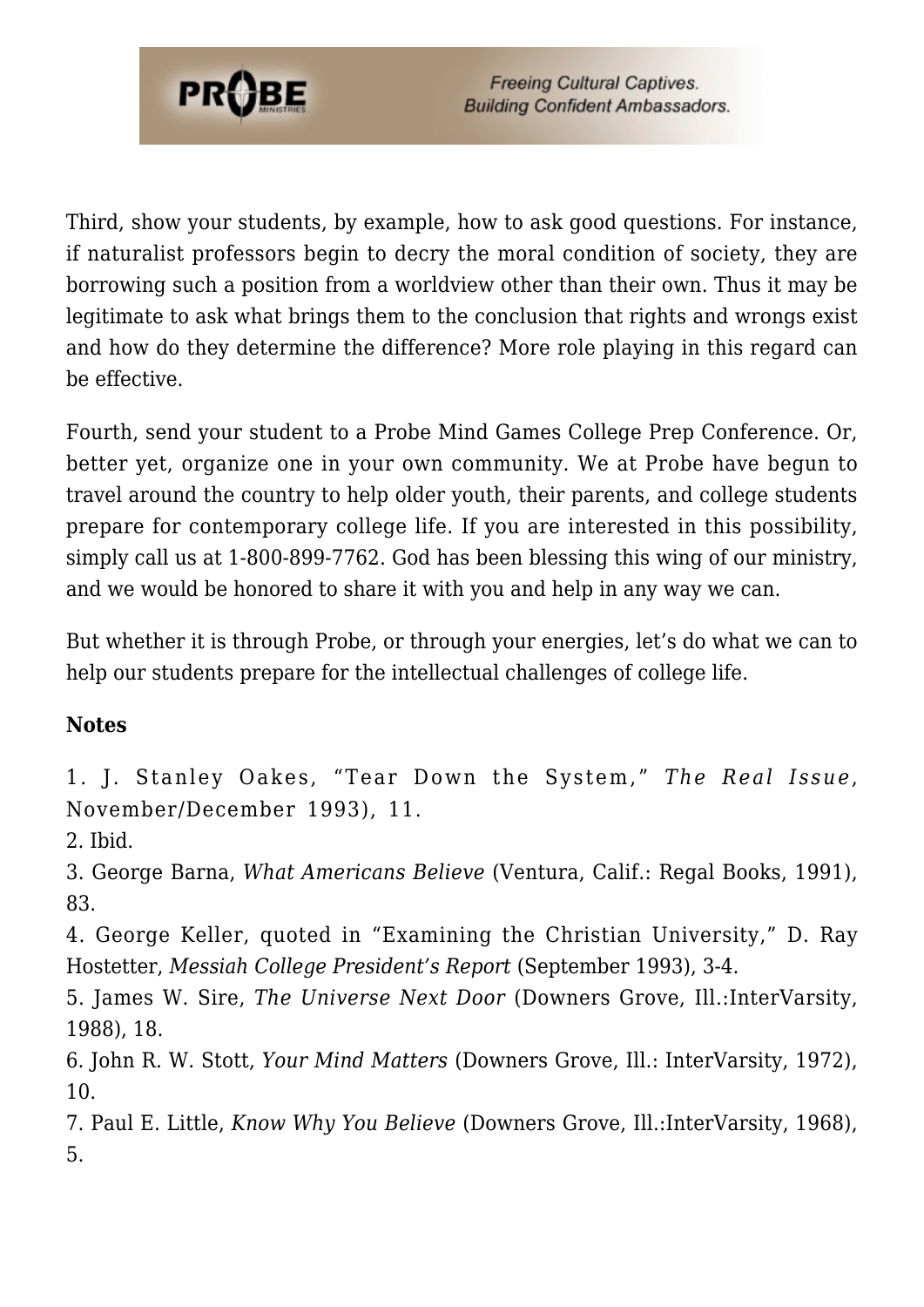Third, show your students, by example, how to ask good questions. For instance, if naturalist professors begin to decry the moral condition of society, they are borrowing such a position from a worldview other than their own. Thus it may be legitimate to ask what brings them to the conclusion that rights and wrongs exist and how do they determine the difference? More role playing in this regard can be effective.

Fourth, send your student to a Probe Mind Games College Prep Conference. Or, better yet, organize one in your own community. We at Probe have begun to travel around the country to help older youth, their parents, and college students prepare for contemporary college life. If you are interested in this possibility, simply call us at 1-800-899-7762. God has been blessing this wing of our ministry, and we would be honored to share it with you and help in any way we can.

But whether it is through Probe, or through your energies, let's do what we can to help our students prepare for the intellectual challenges of college life.

**Notes**

1. J. Stanley Oakes, "Tear Down the System," *The Real Issue*, November/December 1993), 11.
2. Ibid.
3. George Barna, *What Americans Believe* (Ventura, Calif.: Regal Books, 1991), 83.
4. George Keller, quoted in "Examining the Christian University," D. Ray Hostetter, *Messiah College President's Report* (September 1993), 3-4.
5. James W. Sire, *The Universe Next Door* (Downers Grove, Ill.:InterVarsity, 1988), 18.
6. John R. W. Stott, *Your Mind Matters* (Downers Grove, Ill.: InterVarsity, 1972), 10.
7. Paul E. Little, *Know Why You Believe* (Downers Grove, Ill.:InterVarsity, 1968), 5.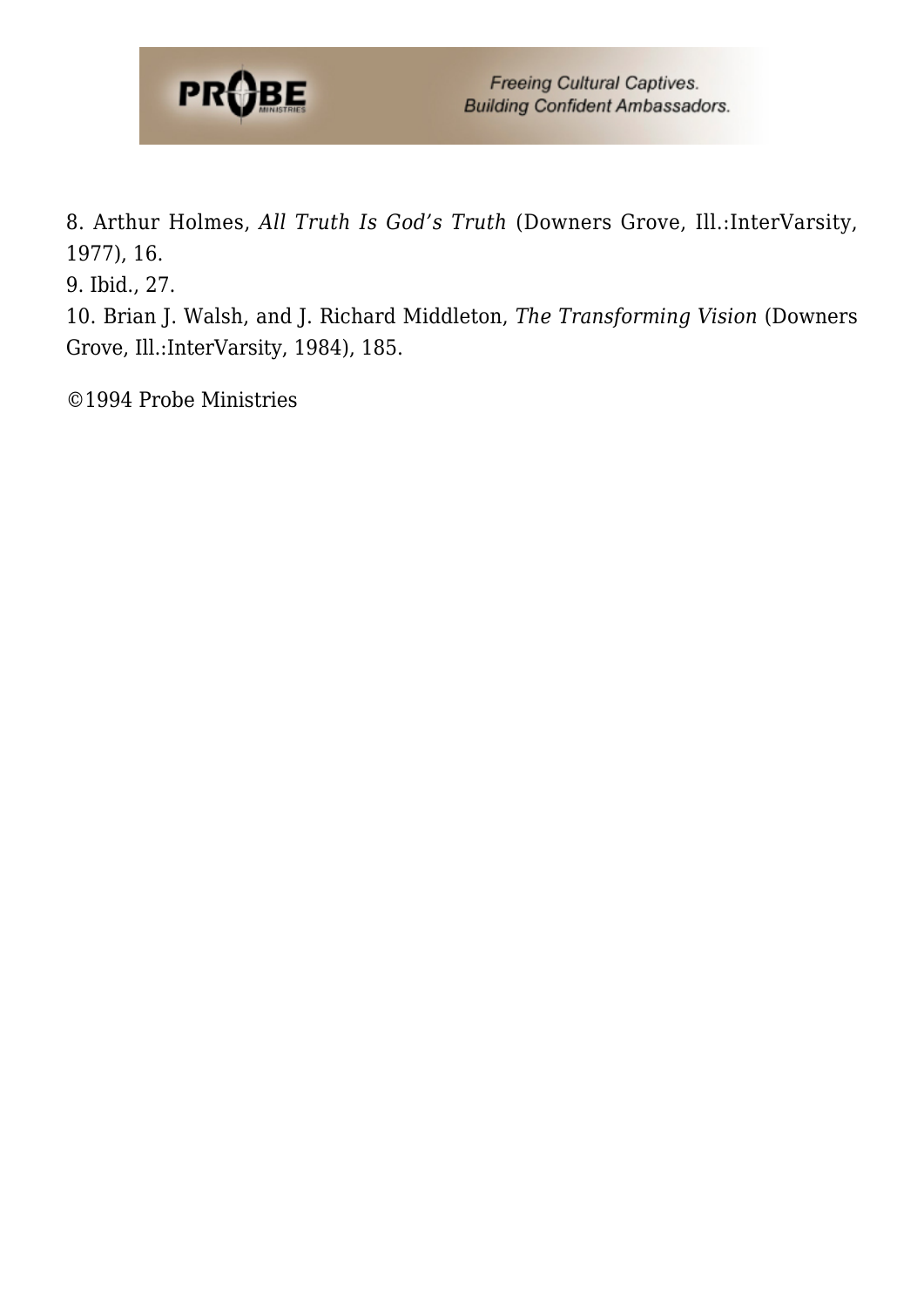8. Arthur Holmes, *All Truth Is God's Truth* (Downers Grove, Ill.:InterVarsity, 1977), 16.
9. Ibid., 27.
10. Brian J. Walsh, and J. Richard Middleton, *The Transforming Vision* (Downers Grove, Ill.:InterVarsity, 1984), 185.

©1994 Probe Ministries